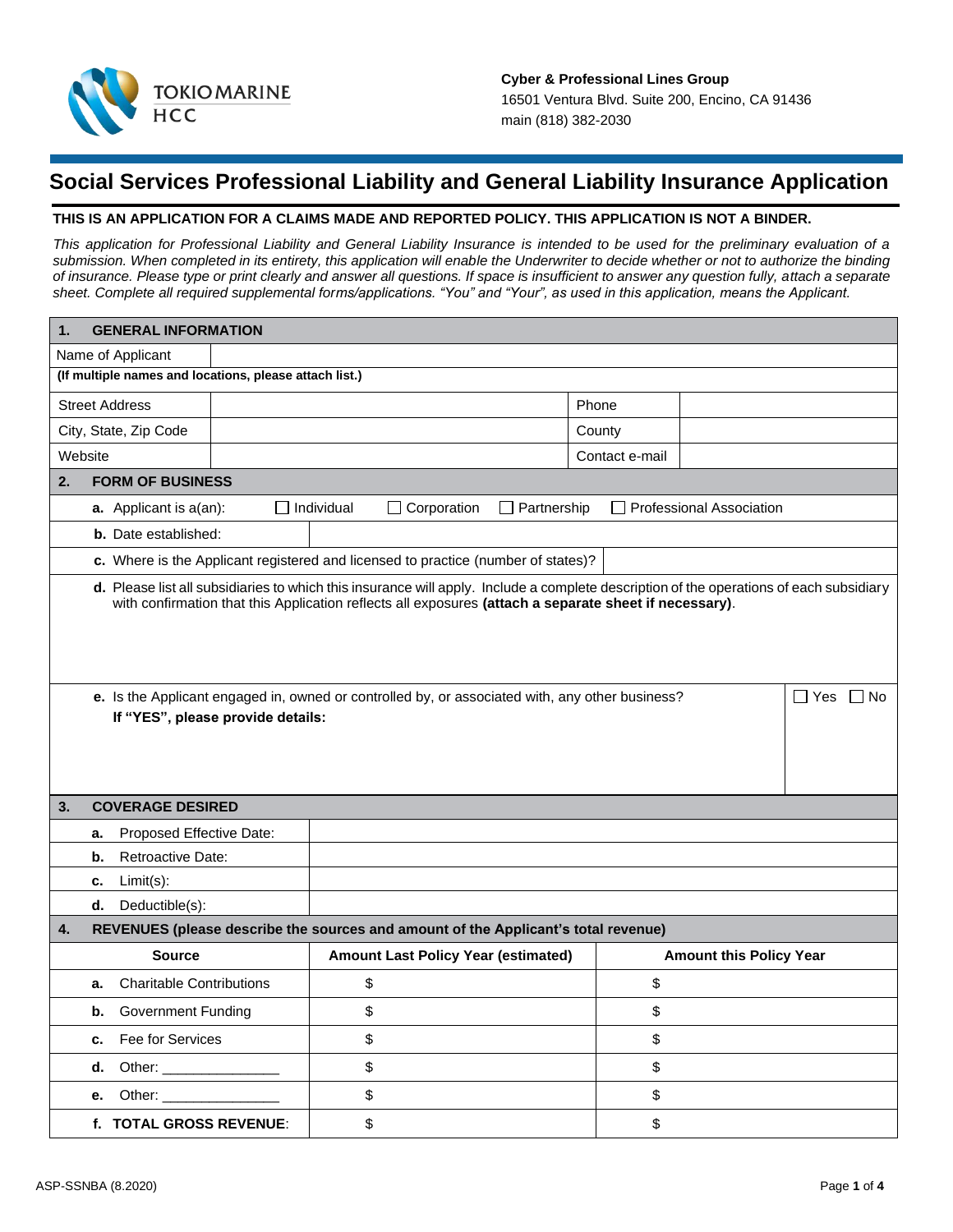Cyber & Professional Lines Group
16501 Ventura Blvd. Suite 200, Encino, CA 91436
main (818) 382-2030

# Social Services Professional Liability and General Liability Insurance Application

**THIS IS AN APPLICATION FOR A CLAIMS MADE AND REPORTED POLICY. THIS APPLICATION IS NOT A BINDER.**

*This application for Professional Liability and General Liability Insurance is intended to be used for the preliminary evaluation of a submission. When completed in its entirety, this application will enable the Underwriter to decide whether or not to authorize the binding of insurance. Please type or print clearly and answer all questions. If space is insufficient to answer any question fully, attach a separate sheet. Complete all required supplemental forms/applications. "You" and "Your", as used in this application, means the Applicant.*

## 1. GENERAL INFORMATION

| Name of Applicant | | | |
|---|---|---|---|
| **(If multiple names and locations, please attach list.)** | | | |
| Street Address | | Phone | |
| City, State, Zip Code | | County | |
| Website | | Contact e-mail | |

## 2. FORM OF BUSINESS

**a.** Applicant is a(an): ☐ Individual ☐ Corporation ☐ Partnership ☐ Professional Association

**b.** Date established: ____________________

**c.** Where is the Applicant registered and licensed to practice (number of states)? ____________________

**d.** Please list all subsidiaries to which this insurance will apply. Include a complete description of the operations of each subsidiary with confirmation that this Application reflects all exposures **(attach a separate sheet if necessary)**.

**e.** Is the Applicant engaged in, owned or controlled by, or associated with, any other business? ☐ Yes ☐ No
**If "YES", please provide details:**

## 3. COVERAGE DESIRED

| | |
|---|---|
| **a.** Proposed Effective Date: | |
| **b.** Retroactive Date: | |
| **c.** Limit(s): | |
| **d.** Deductible(s): | |

## 4. REVENUES (please describe the sources and amount of the Applicant's total revenue)

| Source | Amount Last Policy Year (estimated) | Amount this Policy Year |
|---|---|---|
| **a.** Charitable Contributions | $ | $ |
| **b.** Government Funding | $ | $ |
| **c.** Fee for Services | $ | $ |
| **d.** Other: _______________ | $ | $ |
| **e.** Other: _______________ | $ | $ |
| **f. TOTAL GROSS REVENUE**: | $ | $ |

ASP-SSNBA (8.2020)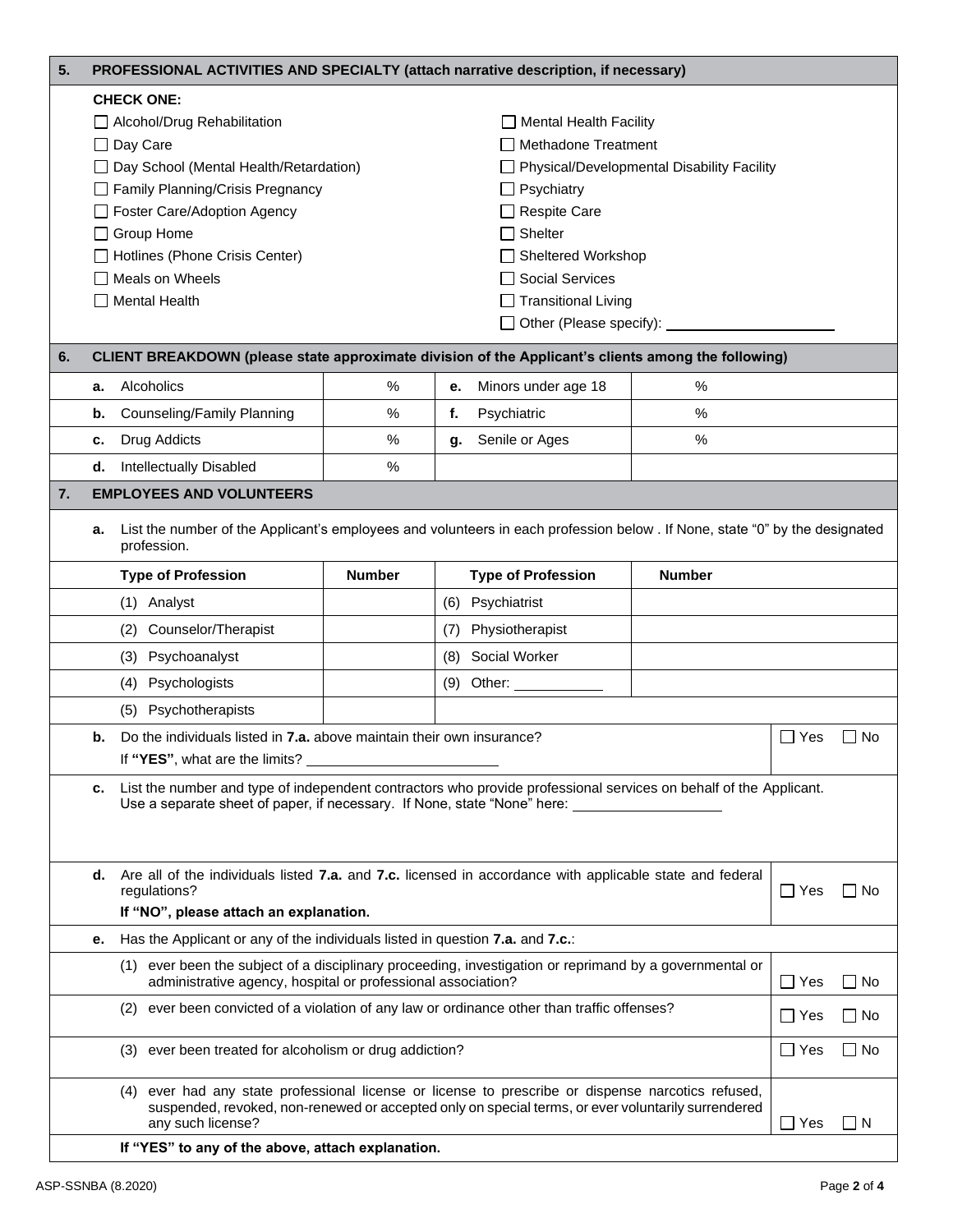## 5. PROFESSIONAL ACTIVITIES AND SPECIALTY (attach narrative description, if necessary)

**CHECK ONE:**

- ☐ Alcohol/Drug Rehabilitation
- ☐ Day Care
- ☐ Day School (Mental Health/Retardation)
- ☐ Family Planning/Crisis Pregnancy
- ☐ Foster Care/Adoption Agency
- ☐ Group Home
- ☐ Hotlines (Phone Crisis Center)
- ☐ Meals on Wheels
- ☐ Mental Health
- ☐ Mental Health Facility
- ☐ Methadone Treatment
- ☐ Physical/Developmental Disability Facility
- ☐ Psychiatry
- ☐ Respite Care
- ☐ Shelter
- ☐ Sheltered Workshop
- ☐ Social Services
- ☐ Transitional Living
- ☐ Other (Please specify): ____________________

## 6. CLIENT BREAKDOWN (please state approximate division of the Applicant's clients among the following)

| | | | | |
|---|---|---|---|---|
| **a.** Alcoholics | % | **e.** Minors under age 18 | % |
| **b.** Counseling/Family Planning | % | **f.** Psychiatric | % |
| **c.** Drug Addicts | % | **g.** Senile or Ages | % |
| **d.** Intellectually Disabled | % | | |

## 7. EMPLOYEES AND VOLUNTEERS

**a.** List the number of the Applicant's employees and volunteers in each profession below . If None, state "0" by the designated profession.

| Type of Profession | Number | Type of Profession | Number |
|---|---|---|---|
| (1) Analyst | | (6) Psychiatrist | |
| (2) Counselor/Therapist | | (7) Physiotherapist | |
| (3) Psychoanalyst | | (8) Social Worker | |
| (4) Psychologists | | (9) Other: ___________ | |
| (5) Psychotherapists | | | |

**b.** Do the individuals listed in **7.a.** above maintain their own insurance? ☐ Yes ☐ No

If **"YES"**, what are the limits? ________________________

**c.** List the number and type of independent contractors who provide professional services on behalf of the Applicant. Use a separate sheet of paper, if necessary. If None, state "None" here: __________________

**d.** Are all of the individuals listed **7.a.** and **7.c.** licensed in accordance with applicable state and federal regulations? ☐ Yes ☐ No

**If "NO", please attach an explanation.**

**e.** Has the Applicant or any of the individuals listed in question **7.a.** and **7.c.**:

(1) ever been the subject of a disciplinary proceeding, investigation or reprimand by a governmental or administrative agency, hospital or professional association? ☐ Yes ☐ No

(2) ever been convicted of a violation of any law or ordinance other than traffic offenses? ☐ Yes ☐ No

(3) ever been treated for alcoholism or drug addiction? ☐ Yes ☐ No

(4) ever had any state professional license or license to prescribe or dispense narcotics refused, suspended, revoked, non-renewed or accepted only on special terms, or ever voluntarily surrendered any such license? ☐ Yes ☐ N

**If "YES" to any of the above, attach explanation.**

ASP-SSNBA (8.2020)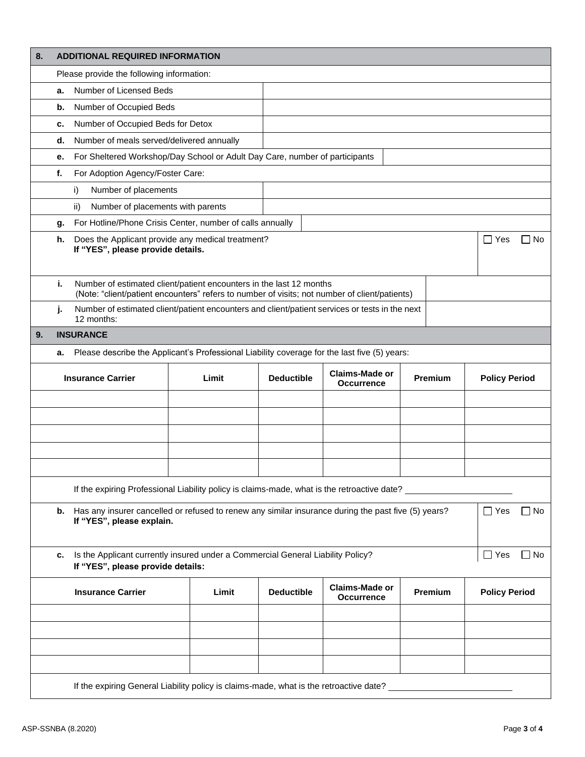## 8. ADDITIONAL REQUIRED INFORMATION

Please provide the following information:

| | |
|---|---|
| **a.** Number of Licensed Beds | |
| **b.** Number of Occupied Beds | |
| **c.** Number of Occupied Beds for Detox | |
| **d.** Number of meals served/delivered annually | |
| **e.** For Sheltered Workshop/Day School or Adult Day Care, number of participants | |
| **f.** For Adoption Agency/Foster Care: | |
| i) Number of placements | |
| ii) Number of placements with parents | |
| **g.** For Hotline/Phone Crisis Center, number of calls annually | |

**h.** Does the Applicant provide any medical treatment? ☐ Yes ☐ No
**If "YES", please provide details.**

**i.** Number of estimated client/patient encounters in the last 12 months
(Note: "client/patient encounters" refers to number of visits; not number of client/patients) ______

**j.** Number of estimated client/patient encounters and client/patient services or tests in the next 12 months: ______

## 9. INSURANCE

**a.** Please describe the Applicant's Professional Liability coverage for the last five (5) years:

| Insurance Carrier | Limit | Deductible | Claims-Made or Occurrence | Premium | Policy Period |
|---|---|---|---|---|---|
| | | | | | |
| | | | | | |
| | | | | | |
| | | | | | |
| | | | | | |

If the expiring Professional Liability policy is claims-made, what is the retroactive date? ______________________

**b.** Has any insurer cancelled or refused to renew any similar insurance during the past five (5) years? ☐ Yes ☐ No
**If "YES", please explain.**

**c.** Is the Applicant currently insured under a Commercial General Liability Policy? ☐ Yes ☐ No
**If "YES", please provide details:**

| Insurance Carrier | Limit | Deductible | Claims-Made or Occurrence | Premium | Policy Period |
|---|---|---|---|---|---|
| | | | | | |
| | | | | | |
| | | | | | |
| | | | | | |

If the expiring General Liability policy is claims-made, what is the retroactive date? ______________________

ASP-SSNBA (8.2020)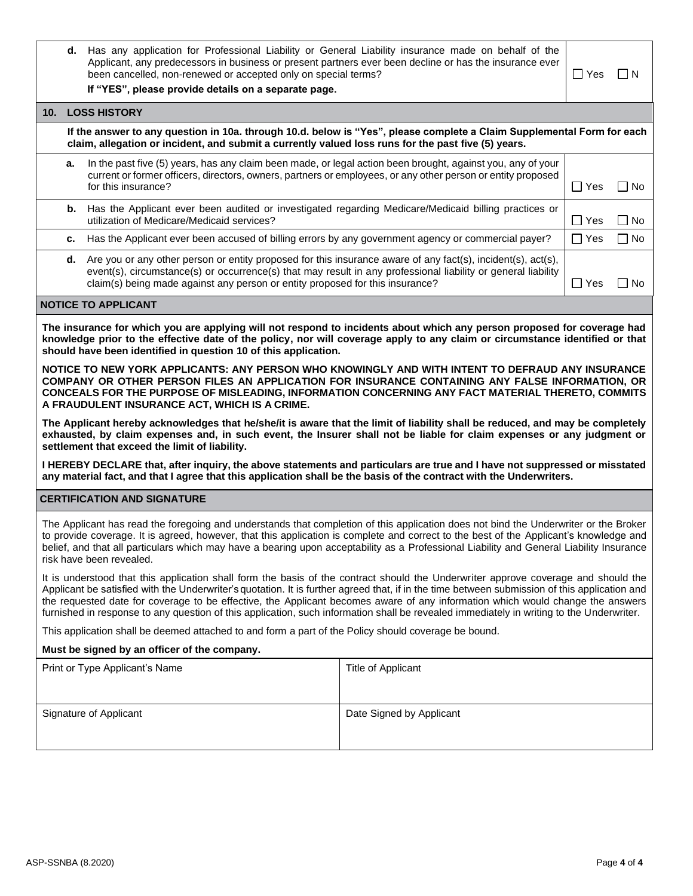**d.** Has any application for Professional Liability or General Liability insurance made on behalf of the Applicant, any predecessors in business or present partners ever been decline or has the insurance ever been cancelled, non-renewed or accepted only on special terms? ☐ Yes ☐ N

**If "YES", please provide details on a separate page.**

## 10. LOSS HISTORY

**If the answer to any question in 10a. through 10.d. below is "Yes", please complete a Claim Supplemental Form for each claim, allegation or incident, and submit a currently valued loss runs for the past five (5) years.**

| | | |
|---|---|---|
| **a.** | In the past five (5) years, has any claim been made, or legal action been brought, against you, any of your current or former officers, directors, owners, partners or employees, or any other person or entity proposed for this insurance? | ☐ Yes ☐ No |
| **b.** | Has the Applicant ever been audited or investigated regarding Medicare/Medicaid billing practices or utilization of Medicare/Medicaid services? | ☐ Yes ☐ No |
| **c.** | Has the Applicant ever been accused of billing errors by any government agency or commercial payer? | ☐ Yes ☐ No |
| **d.** | Are you or any other person or entity proposed for this insurance aware of any fact(s), incident(s), act(s), event(s), circumstance(s) or occurrence(s) that may result in any professional liability or general liability claim(s) being made against any person or entity proposed for this insurance? | ☐ Yes ☐ No |

## NOTICE TO APPLICANT

**The insurance for which you are applying will not respond to incidents about which any person proposed for coverage had knowledge prior to the effective date of the policy, nor will coverage apply to any claim or circumstance identified or that should have been identified in question 10 of this application.**

**NOTICE TO NEW YORK APPLICANTS: ANY PERSON WHO KNOWINGLY AND WITH INTENT TO DEFRAUD ANY INSURANCE COMPANY OR OTHER PERSON FILES AN APPLICATION FOR INSURANCE CONTAINING ANY FALSE INFORMATION, OR CONCEALS FOR THE PURPOSE OF MISLEADING, INFORMATION CONCERNING ANY FACT MATERIAL THERETO, COMMITS A FRAUDULENT INSURANCE ACT, WHICH IS A CRIME.**

**The Applicant hereby acknowledges that he/she/it is aware that the limit of liability shall be reduced, and may be completely exhausted, by claim expenses and, in such event, the Insurer shall not be liable for claim expenses or any judgment or settlement that exceed the limit of liability.**

**I HEREBY DECLARE that, after inquiry, the above statements and particulars are true and I have not suppressed or misstated any material fact, and that I agree that this application shall be the basis of the contract with the Underwriters.**

## CERTIFICATION AND SIGNATURE

The Applicant has read the foregoing and understands that completion of this application does not bind the Underwriter or the Broker to provide coverage. It is agreed, however, that this application is complete and correct to the best of the Applicant's knowledge and belief, and that all particulars which may have a bearing upon acceptability as a Professional Liability and General Liability Insurance risk have been revealed.

It is understood that this application shall form the basis of the contract should the Underwriter approve coverage and should the Applicant be satisfied with the Underwriter's quotation. It is further agreed that, if in the time between submission of this application and the requested date for coverage to be effective, the Applicant becomes aware of any information which would change the answers furnished in response to any question of this application, such information shall be revealed immediately in writing to the Underwriter.

This application shall be deemed attached to and form a part of the Policy should coverage be bound.

**Must be signed by an officer of the company.**

| | |
|---|---|
| Print or Type Applicant's Name | Title of Applicant |
| Signature of Applicant | Date Signed by Applicant |

ASP-SSNBA (8.2020)